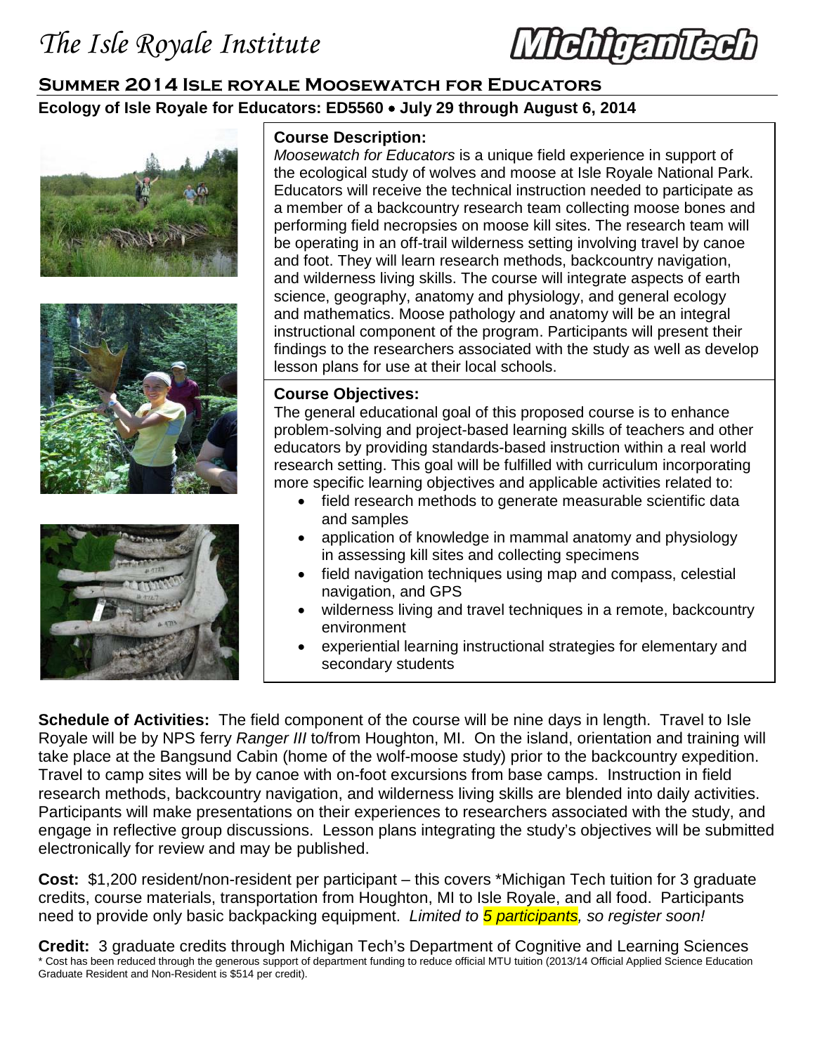# The Isle Royale Institute

MichiganTech

## Summer 2014 Isle Royale Moosewatch for Educators

**Ecology of Isle Royale for Educators: ED5560 • July 29 through August 6, 2014**

### Course Description:

*Moosewatch for Educators* is a unique field experience in support of the ecological study of wolves and moose at Isle Royale National Park. Educators will receive the technical instruction needed to participate as a member of a backcountry research team collecting moose bones and performing field necropsies on moose kill sites. The research team will be operating in an off-trail wilderness setting involving travel by canoe and foot. They will learn research methods, backcountry navigation, and wilderness living skills. The course will integrate aspects of earth science, geography, anatomy and physiology, and general ecology and mathematics. Moose pathology and anatomy will be an integral instructional component of the program. Participants will present their findings to the researchers associated with the study as well as develop lesson plans for use at their local schools.

### Course Objectives:

The general educational goal of this proposed course is to enhance problem-solving and project-based learning skills of teachers and other educators by providing standards-based instruction within a real world research setting. This goal will be fulfilled with curriculum incorporating more specific learning objectives and applicable activities related to:

- field research methods to generate measurable scientific data and samples
- application of knowledge in mammal anatomy and physiology in assessing kill sites and collecting specimens
- field navigation techniques using map and compass, celestial navigation, and GPS
- wilderness living and travel techniques in a remote, backcountry environment
- experiential learning instructional strategies for elementary and secondary students

**Schedule of Activities:** The field component of the course will be nine days in length. Travel to Isle Royale will be by NPS ferry *Ranger III* to/from Houghton, MI. On the island, orientation and training will take place at the Bangsund Cabin (home of the wolf-moose study) prior to the backcountry expedition. Travel to camp sites will be by canoe with on-foot excursions from base camps. Instruction in field research methods, backcountry navigation, and wilderness living skills are blended into daily activities. Participants will make presentations on their experiences to researchers associated with the study, and engage in reflective group discussions. Lesson plans integrating the study's objectives will be submitted electronically for review and may be published.

**Cost:** $1,200 resident/non-resident per participant – this covers *Michigan Tech tuition for 3 graduate credits, course materials, transportation from Houghton, MI to Isle Royale, and all food. Participants need to provide only basic backpacking equipment. *Limited to 5 participants, so register soon!*

**Credit:** 3 graduate credits through Michigan Tech's Department of Cognitive and Learning Sciences

\* Cost has been reduced through the generous support of department funding to reduce official MTU tuition (2013/14 Official Applied Science Education Graduate Resident and Non-Resident is $514 per credit).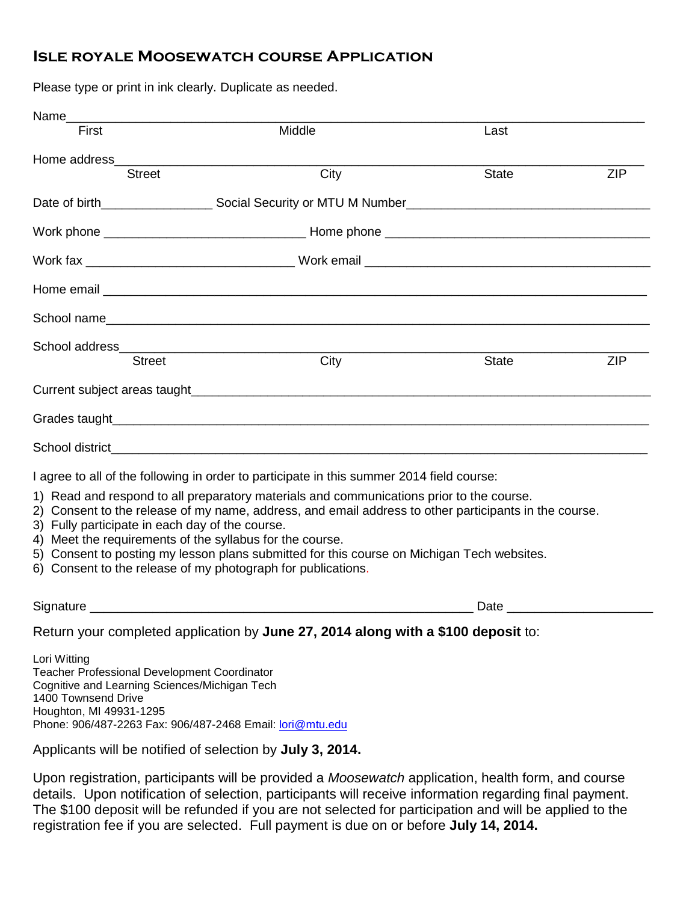# Isle Royale Moosewatch Course Application

Please type or print in ink clearly. Duplicate as needed.

Name\_\_\_\_\_\_\_\_\_\_\_\_\_\_\_\_\_\_\_\_\_\_\_\_\_\_\_\_\_\_\_\_\_\_\_\_\_\_\_\_\_\_\_\_\_\_\_\_\_\_\_\_\_\_\_\_\_\_\_\_\_\_\_\_\_\_\_\_\_\_\_\_\_\_

First Middle Last

Home address\_\_\_\_\_\_\_\_\_\_\_\_\_\_\_\_\_\_\_\_\_\_\_\_\_\_\_\_\_\_\_\_\_\_\_\_\_\_\_\_\_\_\_\_\_\_\_\_\_\_\_\_\_\_\_\_\_\_\_\_\_\_\_\_\_\_\_\_

Street City State ZIP

Date of birth\_\_\_\_\_\_\_\_\_\_\_\_\_\_\_\_ Social Security or MTU M Number\_\_\_\_\_\_\_\_\_\_\_\_\_\_\_\_\_\_\_\_\_\_\_\_\_\_\_\_\_\_\_\_\_\_

Work phone \_\_\_\_\_\_\_\_\_\_\_\_\_\_\_\_\_\_\_\_\_\_\_\_\_\_\_\_ Home phone \_\_\_\_\_\_\_\_\_\_\_\_\_\_\_\_\_\_\_\_\_\_\_\_\_\_\_\_\_\_\_\_\_\_\_\_\_

Work fax \_\_\_\_\_\_\_\_\_\_\_\_\_\_\_\_\_\_\_\_\_\_\_\_\_\_\_\_\_ Work email \_\_\_\_\_\_\_\_\_\_\_\_\_\_\_\_\_\_\_\_\_\_\_\_\_\_\_\_\_\_\_\_\_\_\_\_\_\_\_\_

Home email \_\_\_\_\_\_\_\_\_\_\_\_\_\_\_\_\_\_\_\_\_\_\_\_\_\_\_\_\_\_\_\_\_\_\_\_\_\_\_\_\_\_\_\_\_\_\_\_\_\_\_\_\_\_\_\_\_\_\_\_\_\_\_\_\_\_\_\_\_\_\_

School name\_\_\_\_\_\_\_\_\_\_\_\_\_\_\_\_\_\_\_\_\_\_\_\_\_\_\_\_\_\_\_\_\_\_\_\_\_\_\_\_\_\_\_\_\_\_\_\_\_\_\_\_\_\_\_\_\_\_\_\_\_\_\_\_\_\_\_\_\_\_\_

School address\_\_\_\_\_\_\_\_\_\_\_\_\_\_\_\_\_\_\_\_\_\_\_\_\_\_\_\_\_\_\_\_\_\_\_\_\_\_\_\_\_\_\_\_\_\_\_\_\_\_\_\_\_\_\_\_\_\_\_\_\_\_\_\_\_\_\_\_

Street City State ZIP

Current subject areas taught\_\_\_\_\_\_\_\_\_\_\_\_\_\_\_\_\_\_\_\_\_\_\_\_\_\_\_\_\_\_\_\_\_\_\_\_\_\_\_\_\_\_\_\_\_\_\_\_\_\_\_\_\_\_\_\_\_\_\_\_

Grades taught\_\_\_\_\_\_\_\_\_\_\_\_\_\_\_\_\_\_\_\_\_\_\_\_\_\_\_\_\_\_\_\_\_\_\_\_\_\_\_\_\_\_\_\_\_\_\_\_\_\_\_\_\_\_\_\_\_\_\_\_\_\_\_\_\_\_\_\_\_\_

School district\_\_\_\_\_\_\_\_\_\_\_\_\_\_\_\_\_\_\_\_\_\_\_\_\_\_\_\_\_\_\_\_\_\_\_\_\_\_\_\_\_\_\_\_\_\_\_\_\_\_\_\_\_\_\_\_\_\_\_\_\_\_\_\_\_\_\_\_\_

I agree to all of the following in order to participate in this summer 2014 field course:

1) Read and respond to all preparatory materials and communications prior to the course.
2) Consent to the release of my name, address, and email address to other participants in the course.
3) Fully participate in each day of the course.
4) Meet the requirements of the syllabus for the course.
5) Consent to posting my lesson plans submitted for this course on Michigan Tech websites.
6) Consent to the release of my photograph for publications.

Signature \_\_\_\_\_\_\_\_\_\_\_\_\_\_\_\_\_\_\_\_\_\_\_\_\_\_\_\_\_\_\_\_\_\_\_\_\_\_\_\_\_\_\_\_\_\_\_\_\_\_\_\_\_\_\_\_ Date \_\_\_\_\_\_\_\_\_\_\_\_\_\_\_\_\_\_\_\_

Return your completed application by **June 27, 2014 along with a $100 deposit** to:

Lori Witting  
Teacher Professional Development Coordinator  
Cognitive and Learning Sciences/Michigan Tech  
1400 Townsend Drive  
Houghton, MI 49931-1295  
Phone: 906/487-2263 Fax: 906/487-2468 Email: lori@mtu.edu

Applicants will be notified of selection by **July 3, 2014.**

Upon registration, participants will be provided a *Moosewatch* application, health form, and course details. Upon notification of selection, participants will receive information regarding final payment. The $100 deposit will be refunded if you are not selected for participation and will be applied to the registration fee if you are selected. Full payment is due on or before **July 14, 2014.**